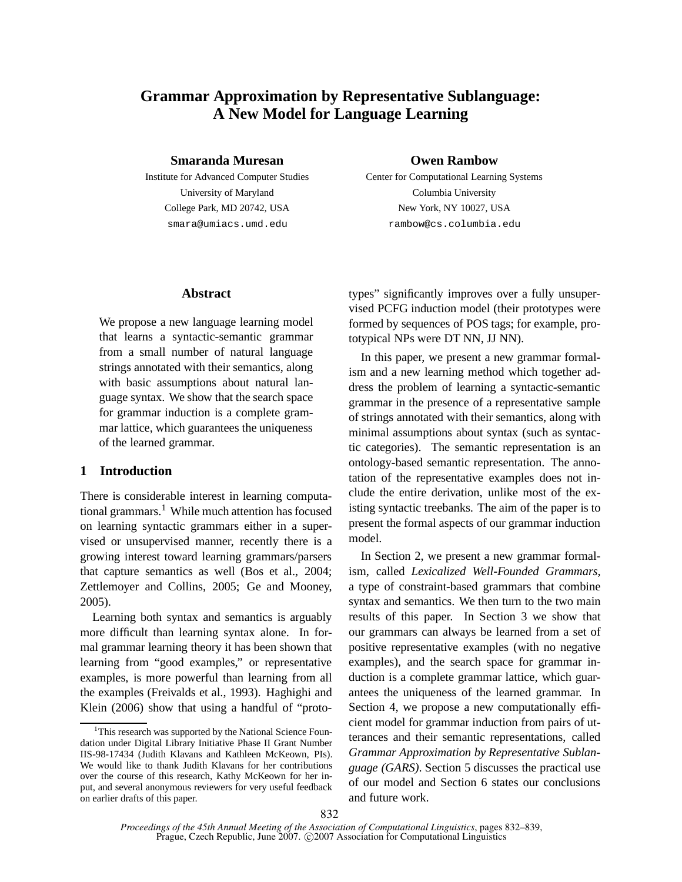# Grammar Approximation by Representative Sublanguage: A New Model for Language Learning

**Smaranda Muresan**
Institute for Advanced Computer Studies
University of Maryland
College Park, MD 20742, USA
smara@umiacs.umd.edu

**Owen Rambow**
Center for Computational Learning Systems
Columbia University
New York, NY 10027, USA
rambow@cs.columbia.edu

## Abstract

We propose a new language learning model that learns a syntactic-semantic grammar from a small number of natural language strings annotated with their semantics, along with basic assumptions about natural language syntax. We show that the search space for grammar induction is a complete grammar lattice, which guarantees the uniqueness of the learned grammar.

## 1 Introduction

There is considerable interest in learning computational grammars.[1] While much attention has focused on learning syntactic grammars either in a supervised or unsupervised manner, recently there is a growing interest toward learning grammars/parsers that capture semantics as well (Bos et al., 2004; Zettlemoyer and Collins, 2005; Ge and Mooney, 2005).

Learning both syntax and semantics is arguably more difficult than learning syntax alone. In formal grammar learning theory it has been shown that learning from "good examples," or representative examples, is more powerful than learning from all the examples (Freivalds et al., 1993). Haghighi and Klein (2006) show that using a handful of "prototypes" significantly improves over a fully unsupervised PCFG induction model (their prototypes were formed by sequences of POS tags; for example, prototypical NPs were DT NN, JJ NN).

In this paper, we present a new grammar formalism and a new learning method which together address the problem of learning a syntactic-semantic grammar in the presence of a representative sample of strings annotated with their semantics, along with minimal assumptions about syntax (such as syntactic categories). The semantic representation is an ontology-based semantic representation. The annotation of the representative examples does not include the entire derivation, unlike most of the existing syntactic treebanks. The aim of the paper is to present the formal aspects of our grammar induction model.

In Section 2, we present a new grammar formalism, called *Lexicalized Well-Founded Grammars*, a type of constraint-based grammars that combine syntax and semantics. We then turn to the two main results of this paper. In Section 3 we show that our grammars can always be learned from a set of positive representative examples (with no negative examples), and the search space for grammar induction is a complete grammar lattice, which guarantees the uniqueness of the learned grammar. In Section 4, we propose a new computationally efficient model for grammar induction from pairs of utterances and their semantic representations, called *Grammar Approximation by Representative Sublanguage (GARS)*. Section 5 discusses the practical use of our model and Section 6 states our conclusions and future work.

[1] This research was supported by the National Science Foundation under Digital Library Initiative Phase II Grant Number IIS-98-17434 (Judith Klavans and Kathleen McKeown, PIs). We would like to thank Judith Klavans for her contributions over the course of this research, Kathy McKeown for her input, and several anonymous reviewers for very useful feedback on earlier drafts of this paper.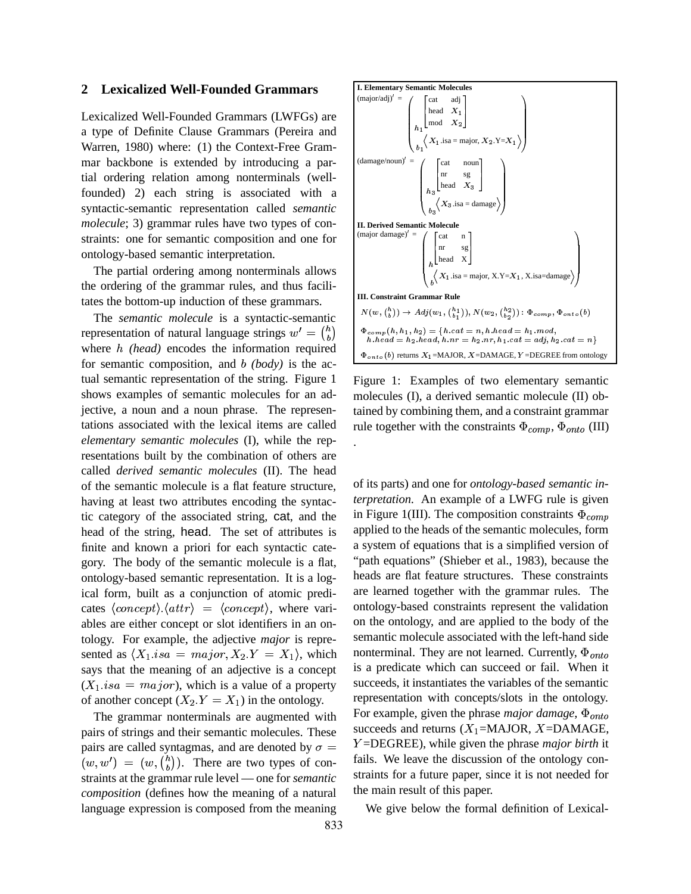## 2 Lexicalized Well-Founded Grammars

Lexicalized Well-Founded Grammars (LWFGs) are a type of Definite Clause Grammars (Pereira and Warren, 1980) where: (1) the Context-Free Grammar backbone is extended by introducing a partial ordering relation among nonterminals (well-founded) 2) each string is associated with a syntactic-semantic representation called *semantic molecule*; 3) grammar rules have two types of constraints: one for semantic composition and one for ontology-based semantic interpretation.

The partial ordering among nonterminals allows the ordering of the grammar rules, and thus facilitates the bottom-up induction of these grammars.

The *semantic molecule* is a syntactic-semantic representation of natural language strings $w' = \binom{h}{b}$ where $h$ *(head)* encodes the information required for semantic composition, and $b$ *(body)* is the actual semantic representation of the string. Figure 1 shows examples of semantic molecules for an adjective, a noun and a noun phrase. The representations associated with the lexical items are called *elementary semantic molecules* (I), while the representations built by the combination of others are called *derived semantic molecules* (II). The head of the semantic molecule is a flat feature structure, having at least two attributes encoding the syntactic category of the associated string, cat, and the head of the string, head. The set of attributes is finite and known a priori for each syntactic category. The body of the semantic molecule is a flat, ontology-based semantic representation. It is a logical form, built as a conjunction of atomic predicates $\langle concept \rangle.\langle attr \rangle = \langle concept \rangle$, where variables are either concept or slot identifiers in an ontology. For example, the adjective *major* is represented as $\langle X_1.isa = major, X_2.Y = X_1 \rangle$, which says that the meaning of an adjective is a concept ($X_1.isa = major$), which is a value of a property of another concept ($X_2.Y = X_1$) in the ontology.

The grammar nonterminals are augmented with pairs of strings and their semantic molecules. These pairs are called syntagmas, and are denoted by $\sigma = (w, w') = (w, \binom{h}{b})$. There are two types of constraints at the grammar rule level — one for *semantic composition* (defines how the meaning of a natural language expression is composed from the meaning of its parts) and one for *ontology-based semantic interpretation*. An example of a LWFG rule is given in Figure 1(III). The composition constraints $\Phi_{comp}$ applied to the heads of the semantic molecules, form a system of equations that is a simplified version of "path equations" (Shieber et al., 1983), because the heads are flat feature structures. These constraints are learned together with the grammar rules. The ontology-based constraints represent the validation on the ontology, and are applied to the body of the semantic molecule associated with the left-hand side nonterminal. They are not learned. Currently, $\Phi_{onto}$ is a predicate which can succeed or fail. When it succeeds, it instantiates the variables of the semantic representation with concepts/slots in the ontology. For example, given the phrase *major damage*, $\Phi_{onto}$ succeeds and returns ($X_1$=MAJOR, $X$=DAMAGE, $Y$=DEGREE), while given the phrase *major birth* it fails. We leave the discussion of the ontology constraints for a future paper, since it is not needed for the main result of this paper.

**I. Elementary Semantic Molecules**

$$(\text{major/adj})' = \begin{pmatrix} h_1 \begin{bmatrix} \text{cat} & \text{adj} \\ \text{head} & X_1 \\ \text{mod} & X_2 \end{bmatrix} \\ b_1 \left\langle X_1.\text{isa = major}, X_2.\text{Y=}X_1 \right\rangle \end{pmatrix}$$

$$(\text{damage/noun})' = \begin{pmatrix} h_3 \begin{bmatrix} \text{cat} & \text{noun} \\ \text{nr} & \text{sg} \\ \text{head} & X_3 \end{bmatrix} \\ b_3 \left\langle X_3.\text{isa = damage} \right\rangle \end{pmatrix}$$

**II. Derived Semantic Molecule**

$$(\text{major damage})' = \begin{pmatrix} h \begin{bmatrix} \text{cat} & \text{n} \\ \text{nr} & \text{sg} \\ \text{head} & \text{X} \end{bmatrix} \\ b \left\langle X_1.\text{isa = major, X.Y=}X_1\text{, X.isa=damage} \right\rangle \end{pmatrix}$$

**III. Constraint Grammar Rule**

$$N(w, \binom{h}{b}) \rightarrow Adj(w_1, \binom{h_1}{b_1}), N(w_2, \binom{h_2}{b_2}) : \Phi_{comp}, \Phi_{onto}(b)$$

$$\Phi_{comp}(h, h_1, h_2) = \{h.cat = n, h.head = h_1.mod, h.head = h_2.head, h.nr = h_2.nr, h_1.cat = adj, h_2.cat = n\}$$

$\Phi_{onto}(b)$ returns $X_1$=MAJOR, $X$=DAMAGE, $Y$=DEGREE from ontology

Figure 1: Examples of two elementary semantic molecules (I), a derived semantic molecule (II) obtained by combining them, and a constraint grammar rule together with the constraints $\Phi_{comp}$, $\Phi_{onto}$ (III) .

We give below the formal definition of Lexical-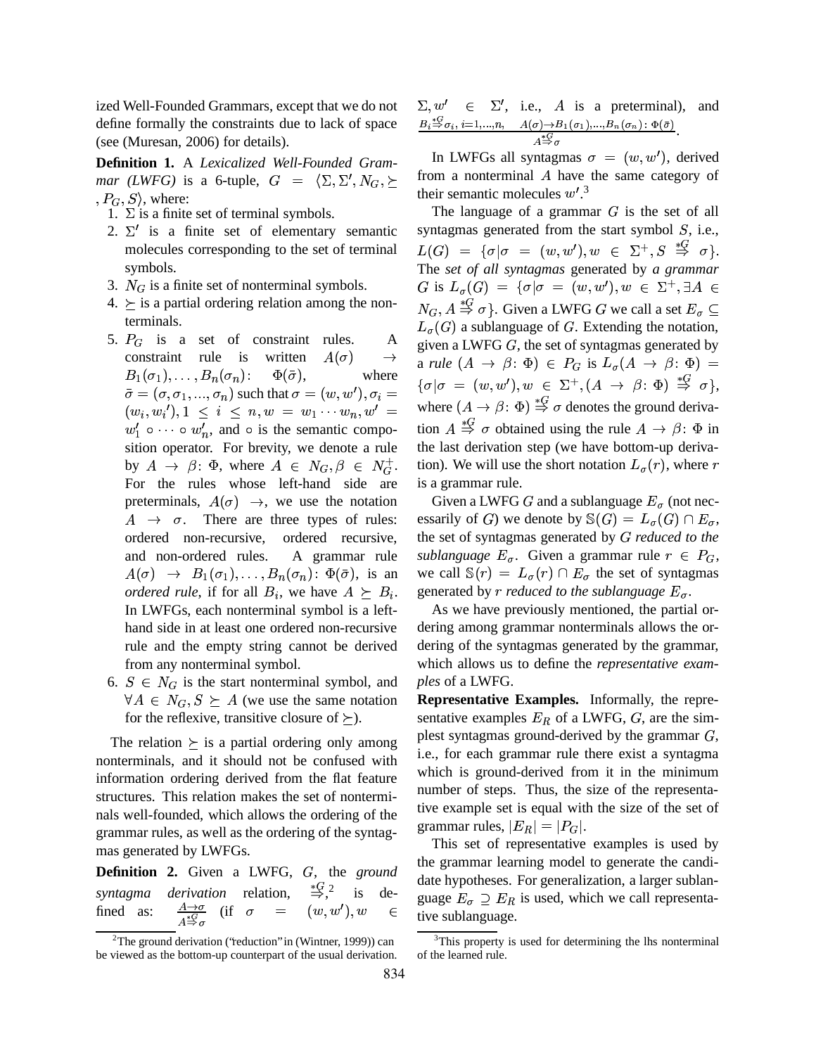ized Well-Founded Grammars, except that we do not define formally the constraints due to lack of space (see (Muresan, 2006) for details).

**Definition 1.** A *Lexicalized Well-Founded Grammar (LWFG)* is a 6-tuple, $G = \langle \Sigma, \Sigma', N_G, \succeq, P_G, S \rangle$, where:

1. $\Sigma$ is a finite set of terminal symbols.
2. $\Sigma'$ is a finite set of elementary semantic molecules corresponding to the set of terminal symbols.
3. $N_G$ is a finite set of nonterminal symbols.
4. $\succeq$ is a partial ordering relation among the nonterminals.
5. $P_G$ is a set of constraint rules. A constraint rule is written $A(\sigma) \rightarrow B_1(\sigma_1), \ldots, B_n(\sigma_n)\colon \Phi(\bar{\sigma})$, where $\bar{\sigma} = (\sigma, \sigma_1, ..., \sigma_n)$ such that $\sigma = (w, w'), \sigma_i = (w_i, w_i'), 1 \leq i \leq n, w = w_1 \cdots w_n, w' = w_1' \circ \cdots \circ w_n'$, and $\circ$ is the semantic composition operator. For brevity, we denote a rule by $A \rightarrow \beta\colon \Phi$, where $A \in N_G, \beta \in N_G^+$. For the rules whose left-hand side are preterminals, $A(\sigma) \rightarrow$, we use the notation $A \rightarrow \sigma$. There are three types of rules: ordered non-recursive, ordered recursive, and non-ordered rules. A grammar rule $A(\sigma) \rightarrow B_1(\sigma_1), \ldots, B_n(\sigma_n)\colon \Phi(\bar{\sigma})$, is an *ordered rule*, if for all $B_i$, we have $A \succeq B_i$. In LWFGs, each nonterminal symbol is a left-hand side in at least one ordered non-recursive rule and the empty string cannot be derived from any nonterminal symbol.
6. $S \in N_G$ is the start nonterminal symbol, and $\forall A \in N_G, S \succeq A$ (we use the same notation for the reflexive, transitive closure of $\succeq$).

The relation $\succeq$ is a partial ordering only among nonterminals, and it should not be confused with information ordering derived from the flat feature structures. This relation makes the set of nonterminals well-founded, which allows the ordering of the grammar rules, as well as the ordering of the syntagmas generated by LWFGs.

**Definition 2.** Given a LWFG, $G$, the *ground syntagma derivation* relation, $\overset{*G}{\Rightarrow}$,[2] is defined as: $\frac{A \rightarrow \sigma}{A \overset{*G}{\Rightarrow} \sigma}$ (if $\sigma = (w, w'), w \in \Sigma, w' \in \Sigma'$, i.e., $A$ is a preterminal), and $\frac{B_i \overset{*G}{\Rightarrow} \sigma_i,\ i=1,\ldots,n, \quad A(\sigma) \rightarrow B_1(\sigma_1),\ldots,B_n(\sigma_n)\colon \Phi(\bar{\sigma})}{A \overset{*G}{\Rightarrow} \sigma}$.

In LWFGs all syntagmas $\sigma = (w, w')$, derived from a nonterminal $A$ have the same category of their semantic molecules $w'$.[3]

The language of a grammar $G$ is the set of all syntagmas generated from the start symbol $S$, i.e., $L(G) = \{\sigma | \sigma = (w, w'), w \in \Sigma^+, S \overset{*G}{\Rightarrow} \sigma\}$. The *set of all syntagmas* generated by *a grammar* $G$ is $L_\sigma(G) = \{\sigma | \sigma = (w, w'), w \in \Sigma^+, \exists A \in N_G, A \overset{*G}{\Rightarrow} \sigma\}$. Given a LWFG $G$ we call a set $E_\sigma \subseteq L_\sigma(G)$ a sublanguage of $G$. Extending the notation, given a LWFG $G$, the set of syntagmas generated by a *rule* $(A \rightarrow \beta\colon \Phi) \in P_G$ is $L_\sigma(A \rightarrow \beta\colon \Phi) = \{\sigma | \sigma = (w, w'), w \in \Sigma^+, (A \rightarrow \beta\colon \Phi) \overset{*G}{\Rightarrow} \sigma\}$, where $(A \rightarrow \beta\colon \Phi) \overset{*G}{\Rightarrow} \sigma$ denotes the ground derivation $A \overset{*G}{\Rightarrow} \sigma$ obtained using the rule $A \rightarrow \beta\colon \Phi$ in the last derivation step (we have bottom-up derivation). We will use the short notation $L_\sigma(r)$, where $r$ is a grammar rule.

Given a LWFG $G$ and a sublanguage $E_\sigma$ (not necessarily of $G$) we denote by $\mathbb{S}(G) = L_\sigma(G) \cap E_\sigma$, the set of syntagmas generated by $G$ *reduced to the sublanguage* $E_\sigma$. Given a grammar rule $r \in P_G$, we call $\mathbb{S}(r) = L_\sigma(r) \cap E_\sigma$ the set of syntagmas generated by $r$ *reduced to the sublanguage* $E_\sigma$.

As we have previously mentioned, the partial ordering among grammar nonterminals allows the ordering of the syntagmas generated by the grammar, which allows us to define the *representative examples* of a LWFG.

**Representative Examples.** Informally, the representative examples $E_R$ of a LWFG, $G$, are the simplest syntagmas ground-derived by the grammar $G$, i.e., for each grammar rule there exist a syntagma which is ground-derived from it in the minimum number of steps. Thus, the size of the representative example set is equal with the size of the set of grammar rules, $|E_R| = |P_G|$.

This set of representative examples is used by the grammar learning model to generate the candidate hypotheses. For generalization, a larger sublanguage $E_\sigma \supseteq E_R$ is used, which we call representative sublanguage.

[2] The ground derivation ("reduction" in (Wintner, 1999)) can be viewed as the bottom-up counterpart of the usual derivation.

[3] This property is used for determining the lhs nonterminal of the learned rule.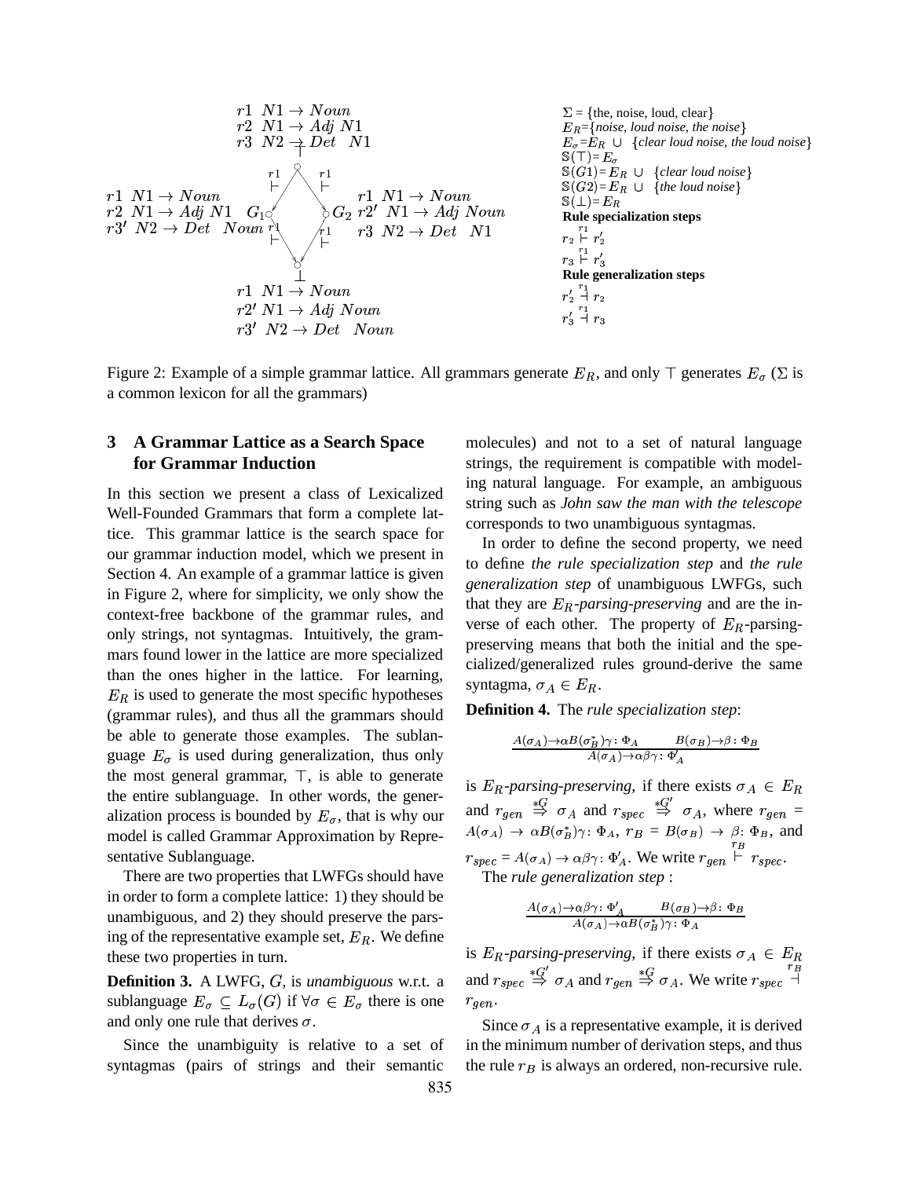$r1\ \ N1 \rightarrow Noun$
$r2\ \ N1 \rightarrow Adj\ N1$
$r3\ \ N2 \rightarrow Det\ \ N1$

$\top$

$G_1$: $r1\ \ N1 \rightarrow Noun$; $r2\ \ N1 \rightarrow Adj\ N1$; $r3'\ \ N2 \rightarrow Det\ \ Noun$

$G_2$: $r1\ \ N1 \rightarrow Noun$; $r2'\ \ N1 \rightarrow Adj\ Noun$; $r3\ \ N2 \rightarrow Det\ \ N1$

$\bot$

$r1\ \ N1 \rightarrow Noun$
$r2'\ N1 \rightarrow Adj\ Noun$
$r3'\ \ N2 \rightarrow Det\ \ \ Noun$

$\Sigma$ = {the, noise, loud, clear}
$E_R$={*noise, loud noise, the noise*}
$E_\sigma$=$E_R$ $\cup$ {*clear loud noise, the loud noise*}
$\mathbb{S}(\top)$=$E_\sigma$
$\mathbb{S}(G1)$=$E_R$ $\cup$ {*clear loud noise*}
$\mathbb{S}(G2)$=$E_R$ $\cup$ {*the loud noise*}
$\mathbb{S}(\bot)$=$E_R$

**Rule specialization steps**
$r_2 \overset{r1}{\vdash} r_2'$
$r_3 \overset{r1}{\vdash} r_3'$

**Rule generalization steps**
$r_2' \overset{r1}{\dashv} r_2$
$r_3' \overset{r1}{\dashv} r_3$

Figure 2: Example of a simple grammar lattice. All grammars generate $E_R$, and only $\top$ generates $E_\sigma$ ($\Sigma$ is a common lexicon for all the grammars)

## 3 A Grammar Lattice as a Search Space for Grammar Induction

In this section we present a class of Lexicalized Well-Founded Grammars that form a complete lattice. This grammar lattice is the search space for our grammar induction model, which we present in Section 4. An example of a grammar lattice is given in Figure 2, where for simplicity, we only show the context-free backbone of the grammar rules, and only strings, not syntagmas. Intuitively, the grammars found lower in the lattice are more specialized than the ones higher in the lattice. For learning, $E_R$ is used to generate the most specific hypotheses (grammar rules), and thus all the grammars should be able to generate those examples. The sublanguage $E_\sigma$ is used during generalization, thus only the most general grammar, $\top$, is able to generate the entire sublanguage. In other words, the generalization process is bounded by $E_\sigma$, that is why our model is called Grammar Approximation by Representative Sublanguage.

There are two properties that LWFGs should have in order to form a complete lattice: 1) they should be unambiguous, and 2) they should preserve the parsing of the representative example set, $E_R$. We define these two properties in turn.

**Definition 3.** A LWFG, $G$, is *unambiguous* w.r.t. a sublanguage $E_\sigma \subseteq L_\sigma(G)$ if $\forall \sigma \in E_\sigma$ there is one and only one rule that derives $\sigma$.

Since the unambiguity is relative to a set of syntagmas (pairs of strings and their semantic molecules) and not to a set of natural language strings, the requirement is compatible with modeling natural language. For example, an ambiguous string such as *John saw the man with the telescope* corresponds to two unambiguous syntagmas.

In order to define the second property, we need to define *the rule specialization step* and *the rule generalization step* of unambiguous LWFGs, such that they are $E_R$*-parsing-preserving* and are the inverse of each other. The property of $E_R$-parsing-preserving means that both the initial and the specialized/generalized rules ground-derive the same syntagma, $\sigma_A \in E_R$.

**Definition 4.** The *rule specialization step*:

$$\frac{A(\sigma_A)\rightarrow\alpha B(\sigma_B^*)\gamma : \Phi_A \qquad B(\sigma_B)\rightarrow\beta : \Phi_B}{A(\sigma_A)\rightarrow\alpha\beta\gamma : \Phi_A'}$$

is $E_R$*-parsing-preserving*, if there exists $\sigma_A \in E_R$ and $r_{gen} \overset{*G}{\Rightarrow} \sigma_A$ and $r_{spec} \overset{*G'}{\Rightarrow} \sigma_A$, where $r_{gen} = A(\sigma_A) \rightarrow \alpha B(\sigma_B^*)\gamma : \Phi_A$, $r_B = B(\sigma_B) \rightarrow \beta : \Phi_B$, and $r_{spec} = A(\sigma_A) \rightarrow \alpha\beta\gamma : \Phi_A'$. We write $r_{gen} \overset{r_B}{\vdash} r_{spec}$.

The *rule generalization step* :

$$\frac{A(\sigma_A)\rightarrow\alpha\beta\gamma : \Phi_A' \qquad B(\sigma_B)\rightarrow\beta : \Phi_B}{A(\sigma_A)\rightarrow\alpha B(\sigma_B^*)\gamma : \Phi_A}$$

is $E_R$*-parsing-preserving*, if there exists $\sigma_A \in E_R$ and $r_{spec} \overset{*G'}{\Rightarrow} \sigma_A$ and $r_{gen} \overset{*G}{\Rightarrow} \sigma_A$. We write $r_{spec} \overset{r_B}{\dashv} r_{gen}$.

Since $\sigma_A$ is a representative example, it is derived in the minimum number of derivation steps, and thus the rule $r_B$ is always an ordered, non-recursive rule.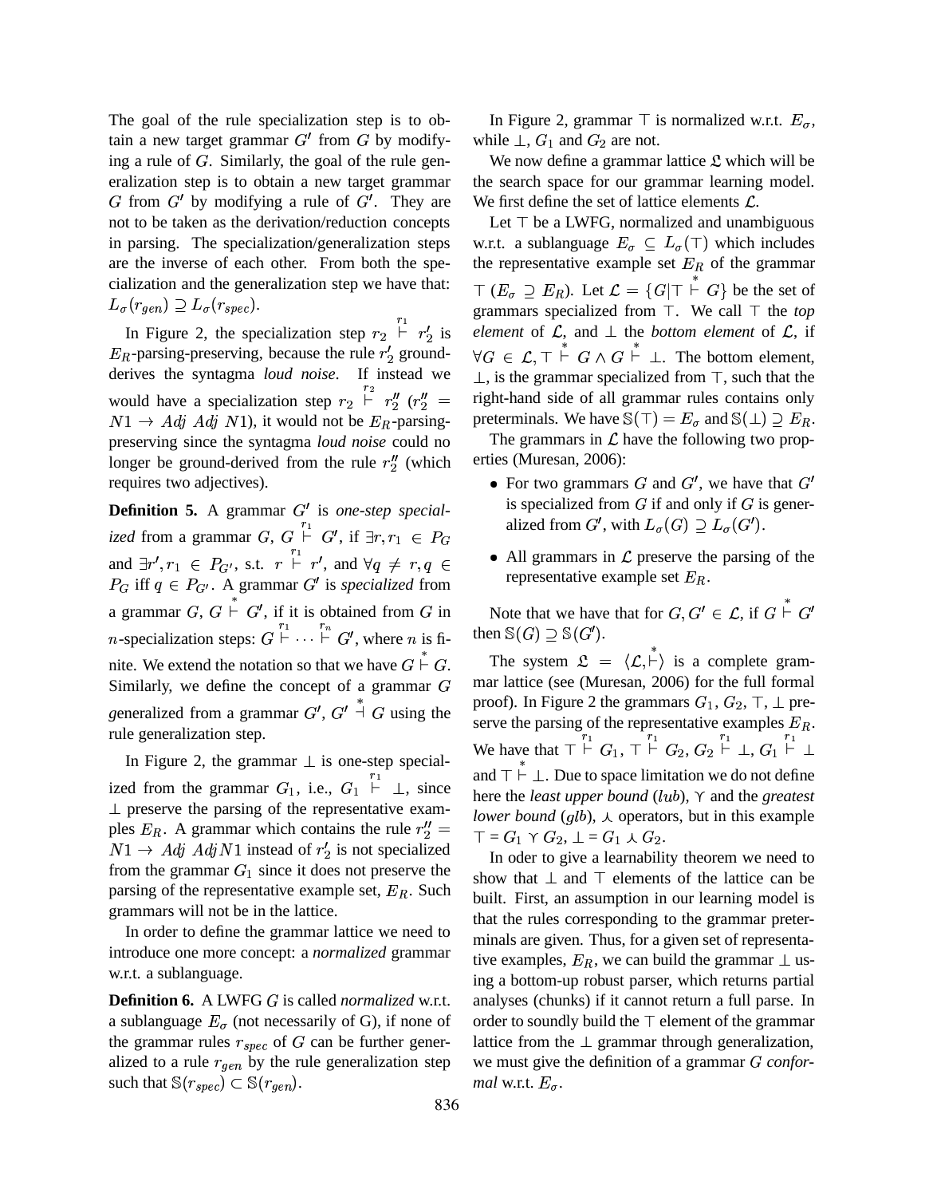The goal of the rule specialization step is to obtain a new target grammar $G'$ from $G$ by modifying a rule of $G$. Similarly, the goal of the rule generalization step is to obtain a new target grammar $G$ from $G'$ by modifying a rule of $G'$. They are not to be taken as the derivation/reduction concepts in parsing. The specialization/generalization steps are the inverse of each other. From both the specialization and the generalization step we have that: $L_\sigma(r_{gen}) \supseteq L_\sigma(r_{spec})$.

In Figure 2, the specialization step $r_2 \overset{r_1}{\vdash} r_2'$ is $E_R$-parsing-preserving, because the rule $r_2'$ ground-derives the syntagma *loud noise*. If instead we would have a specialization step $r_2 \overset{r_2}{\vdash} r_2''$ ($r_2'' = N1 \rightarrow Adj\ Adj\ N1$), it would not be $E_R$-parsing-preserving since the syntagma *loud noise* could no longer be ground-derived from the rule $r_2''$ (which requires two adjectives).

**Definition 5.** A grammar $G'$ is *one-step specialized* from a grammar $G$, $G \overset{r_1}{\vdash} G'$, if $\exists r, r_1 \in P_G$ and $\exists r', r_1 \in P_{G'}$, s.t. $r \overset{r_1}{\vdash} r'$, and $\forall q \neq r, q \in P_G$ iff $q \in P_{G'}$. A grammar $G'$ is *specialized* from a grammar $G$, $G \overset{*}{\vdash} G'$, if it is obtained from $G$ in $n$-specialization steps: $G \overset{r_1}{\vdash} \cdots \overset{r_n}{\vdash} G'$, where $n$ is finite. We extend the notation so that we have $G \overset{*}{\vdash} G$. Similarly, we define the concept of a grammar $G$ *g*eneralized from a grammar $G'$, $G' \overset{*}{\dashv} G$ using the rule generalization step.

In Figure 2, the grammar $\bot$ is one-step specialized from the grammar $G_1$, i.e., $G_1 \overset{r_1}{\vdash} \bot$, since $\bot$ preserve the parsing of the representative examples $E_R$. A grammar which contains the rule $r_2'' = N1 \rightarrow Adj\ Adj N1$ instead of $r_2'$ is not specialized from the grammar $G_1$ since it does not preserve the parsing of the representative example set, $E_R$. Such grammars will not be in the lattice.

In order to define the grammar lattice we need to introduce one more concept: a *normalized* grammar w.r.t. a sublanguage.

**Definition 6.** A LWFG $G$ is called *normalized* w.r.t. a sublanguage $E_\sigma$ (not necessarily of G), if none of the grammar rules $r_{spec}$ of $G$ can be further generalized to a rule $r_{gen}$ by the rule generalization step such that $\mathbb{S}(r_{spec}) \subset \mathbb{S}(r_{gen})$.

In Figure 2, grammar $\top$ is normalized w.r.t. $E_\sigma$, while $\bot$, $G_1$ and $G_2$ are not.

We now define a grammar lattice $\mathfrak{L}$ which will be the search space for our grammar learning model. We first define the set of lattice elements $\mathcal{L}$.

Let $\top$ be a LWFG, normalized and unambiguous w.r.t. a sublanguage $E_\sigma \subseteq L_\sigma(\top)$ which includes the representative example set $E_R$ of the grammar $\top$ ($E_\sigma \supseteq E_R$). Let $\mathcal{L} = \{G | \top \overset{*}{\vdash} G\}$ be the set of grammars specialized from $\top$. We call $\top$ the *top element* of $\mathcal{L}$, and $\bot$ the *bottom element* of $\mathcal{L}$, if $\forall G \in \mathcal{L}, \top \overset{*}{\vdash} G \wedge G \overset{*}{\vdash} \bot$. The bottom element, $\bot$, is the grammar specialized from $\top$, such that the right-hand side of all grammar rules contains only preterminals. We have $\mathbb{S}(\top) = E_\sigma$ and $\mathbb{S}(\bot) \supseteq E_R$.

The grammars in $\mathcal{L}$ have the following two properties (Muresan, 2006):

- For two grammars $G$ and $G'$, we have that $G'$ is specialized from $G$ if and only if $G$ is generalized from $G'$, with $L_\sigma(G) \supseteq L_\sigma(G')$.
- All grammars in $\mathcal{L}$ preserve the parsing of the representative example set $E_R$.

Note that we have that for $G, G' \in \mathcal{L}$, if $G \overset{*}{\vdash} G'$ then $\mathbb{S}(G) \supseteq \mathbb{S}(G')$.

The system $\mathfrak{L} = \langle \mathcal{L}, \overset{*}{\vdash} \rangle$ is a complete grammar lattice (see (Muresan, 2006) for the full formal proof). In Figure 2 the grammars $G_1$, $G_2$, $\top$, $\bot$ preserve the parsing of the representative examples $E_R$. We have that $\top \overset{r_1}{\vdash} G_1$, $\top \overset{r_1}{\vdash} G_2$, $G_2 \overset{r_1}{\vdash} \bot$, $G_1 \overset{r_1}{\vdash} \bot$ and $\top \overset{*}{\vdash} \bot$. Due to space limitation we do not define here the *least upper bound* ($lub$), $\curlyvee$ and the *greatest lower bound* ($glb$), $\curlywedge$ operators, but in this example $\top = G_1 \curlyvee G_2$, $\bot = G_1 \curlywedge G_2$.

In oder to give a learnability theorem we need to show that $\bot$ and $\top$ elements of the lattice can be built. First, an assumption in our learning model is that the rules corresponding to the grammar preterminals are given. Thus, for a given set of representative examples, $E_R$, we can build the grammar $\bot$ using a bottom-up robust parser, which returns partial analyses (chunks) if it cannot return a full parse. In order to soundly build the $\top$ element of the grammar lattice from the $\bot$ grammar through generalization, we must give the definition of a grammar $G$ *conformal* w.r.t. $E_\sigma$.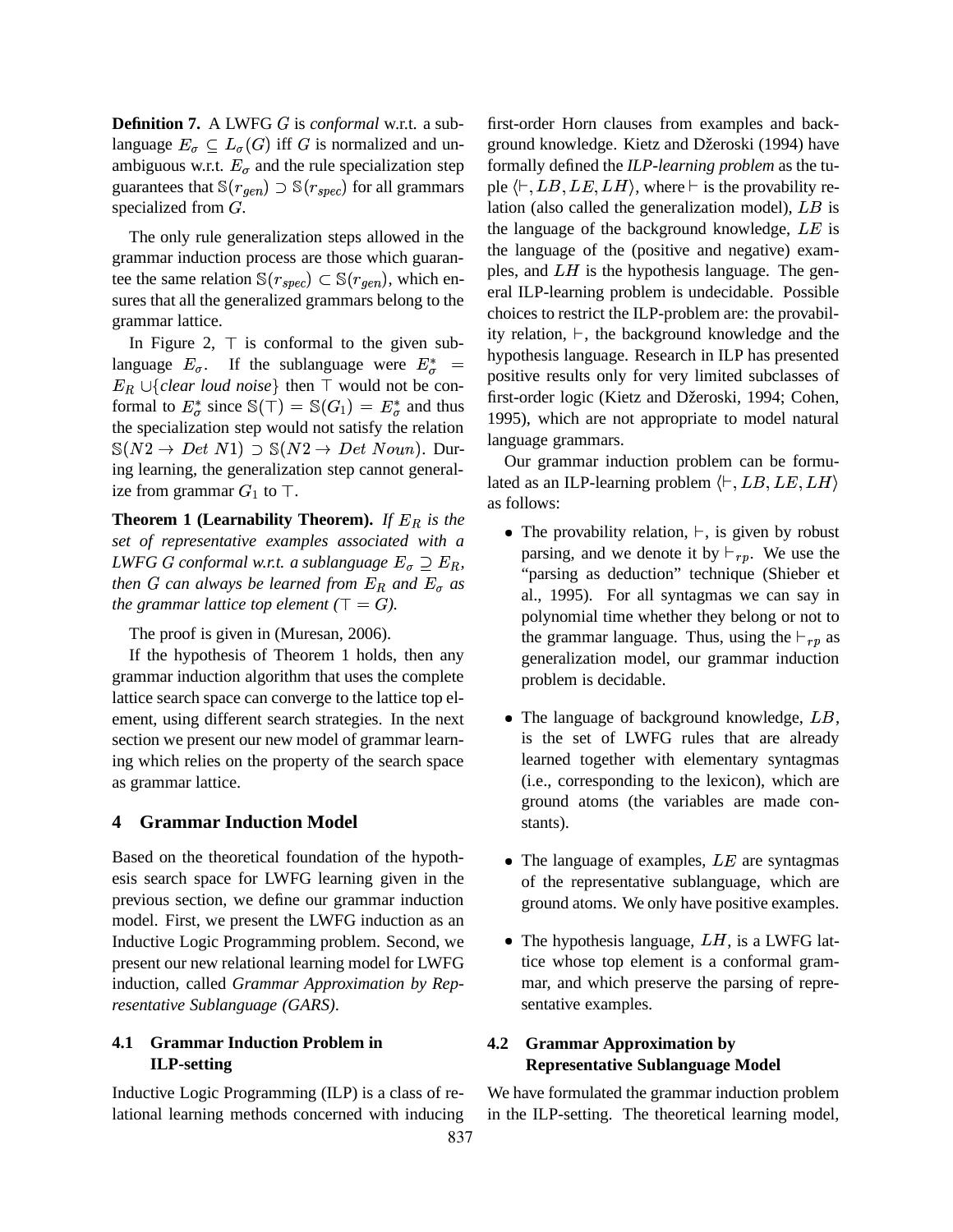**Definition 7.** A LWFG $G$ is *conformal* w.r.t. a sublanguage $E_\sigma \subseteq L_\sigma(G)$ iff $G$ is normalized and unambiguous w.r.t. $E_\sigma$ and the rule specialization step guarantees that $\mathbb{S}(r_{gen}) \supset \mathbb{S}(r_{spec})$ for all grammars specialized from $G$.

The only rule generalization steps allowed in the grammar induction process are those which guarantee the same relation $\mathbb{S}(r_{spec}) \subset \mathbb{S}(r_{gen})$, which ensures that all the generalized grammars belong to the grammar lattice.

In Figure 2, $\top$ is conformal to the given sublanguage $E_\sigma$. If the sublanguage were $E^*_\sigma = E_R \cup \{$*clear loud noise*$\}$ then $\top$ would not be conformal to $E^*_\sigma$ since $\mathbb{S}(\top) = \mathbb{S}(G_1) = E^*_\sigma$ and thus the specialization step would not satisfy the relation $\mathbb{S}(N2 \rightarrow Det\ N1) \supset \mathbb{S}(N2 \rightarrow Det\ Noun)$. During learning, the generalization step cannot generalize from grammar $G_1$ to $\top$.

**Theorem 1 (Learnability Theorem).** *If $E_R$ is the set of representative examples associated with a LWFG G conformal w.r.t. a sublanguage $E_\sigma \supseteq E_R$, then $G$ can always be learned from $E_R$ and $E_\sigma$ as the grammar lattice top element ($\top = G$).*

The proof is given in (Muresan, 2006).

If the hypothesis of Theorem 1 holds, then any grammar induction algorithm that uses the complete lattice search space can converge to the lattice top element, using different search strategies. In the next section we present our new model of grammar learning which relies on the property of the search space as grammar lattice.

## 4 Grammar Induction Model

Based on the theoretical foundation of the hypothesis search space for LWFG learning given in the previous section, we define our grammar induction model. First, we present the LWFG induction as an Inductive Logic Programming problem. Second, we present our new relational learning model for LWFG induction, called *Grammar Approximation by Representative Sublanguage (GARS)*.

### 4.1 Grammar Induction Problem in ILP-setting

Inductive Logic Programming (ILP) is a class of relational learning methods concerned with inducing first-order Horn clauses from examples and background knowledge. Kietz and Džeroski (1994) have formally defined the *ILP-learning problem* as the tuple $\langle \vdash, LB, LE, LH \rangle$, where $\vdash$ is the provability relation (also called the generalization model), $LB$ is the language of the background knowledge, $LE$ is the language of the (positive and negative) examples, and $LH$ is the hypothesis language. The general ILP-learning problem is undecidable. Possible choices to restrict the ILP-problem are: the provability relation, $\vdash$, the background knowledge and the hypothesis language. Research in ILP has presented positive results only for very limited subclasses of first-order logic (Kietz and Džeroski, 1994; Cohen, 1995), which are not appropriate to model natural language grammars.

Our grammar induction problem can be formulated as an ILP-learning problem $\langle \vdash, LB, LE, LH \rangle$ as follows:

- The provability relation, $\vdash$, is given by robust parsing, and we denote it by $\vdash_{rp}$. We use the "parsing as deduction" technique (Shieber et al., 1995). For all syntagmas we can say in polynomial time whether they belong or not to the grammar language. Thus, using the $\vdash_{rp}$ as generalization model, our grammar induction problem is decidable.

- The language of background knowledge, $LB$, is the set of LWFG rules that are already learned together with elementary syntagmas (i.e., corresponding to the lexicon), which are ground atoms (the variables are made constants).

- The language of examples, $LE$ are syntagmas of the representative sublanguage, which are ground atoms. We only have positive examples.

- The hypothesis language, $LH$, is a LWFG lattice whose top element is a conformal grammar, and which preserve the parsing of representative examples.

### 4.2 Grammar Approximation by Representative Sublanguage Model

We have formulated the grammar induction problem in the ILP-setting. The theoretical learning model,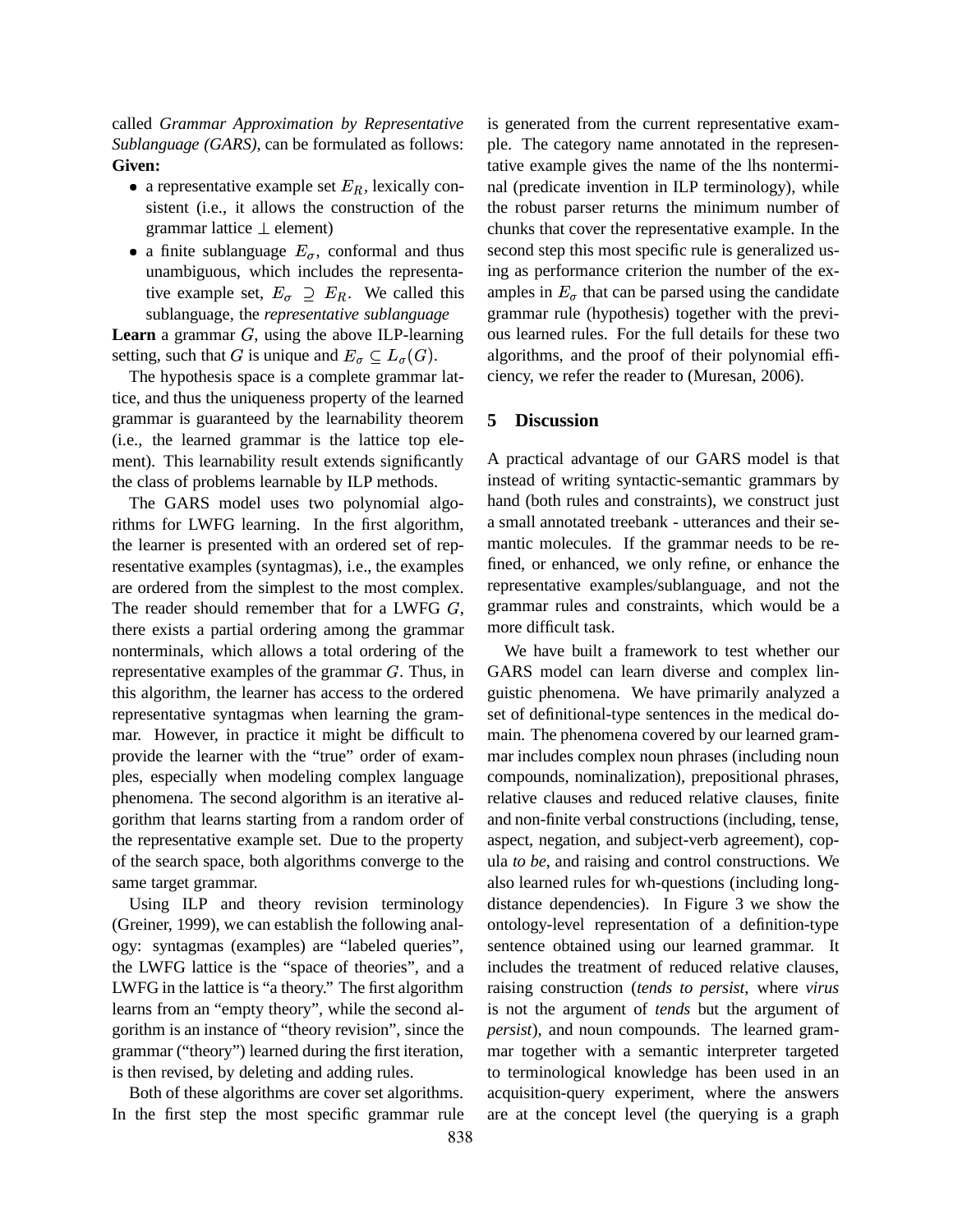called *Grammar Approximation by Representative Sublanguage (GARS)*, can be formulated as follows:
**Given:**

- a representative example set $E_R$, lexically consistent (i.e., it allows the construction of the grammar lattice $\perp$ element)
- a finite sublanguage $E_\sigma$, conformal and thus unambiguous, which includes the representative example set, $E_\sigma \supseteq E_R$. We called this sublanguage, the *representative sublanguage*

**Learn** a grammar $G$, using the above ILP-learning setting, such that $G$ is unique and $E_\sigma \subseteq L_\sigma(G)$.

The hypothesis space is a complete grammar lattice, and thus the uniqueness property of the learned grammar is guaranteed by the learnability theorem (i.e., the learned grammar is the lattice top element). This learnability result extends significantly the class of problems learnable by ILP methods.

The GARS model uses two polynomial algorithms for LWFG learning. In the first algorithm, the learner is presented with an ordered set of representative examples (syntagmas), i.e., the examples are ordered from the simplest to the most complex. The reader should remember that for a LWFG $G$, there exists a partial ordering among the grammar nonterminals, which allows a total ordering of the representative examples of the grammar $G$. Thus, in this algorithm, the learner has access to the ordered representative syntagmas when learning the grammar. However, in practice it might be difficult to provide the learner with the "true" order of examples, especially when modeling complex language phenomena. The second algorithm is an iterative algorithm that learns starting from a random order of the representative example set. Due to the property of the search space, both algorithms converge to the same target grammar.

Using ILP and theory revision terminology (Greiner, 1999), we can establish the following analogy: syntagmas (examples) are "labeled queries", the LWFG lattice is the "space of theories", and a LWFG in the lattice is "a theory." The first algorithm learns from an "empty theory", while the second algorithm is an instance of "theory revision", since the grammar ("theory") learned during the first iteration, is then revised, by deleting and adding rules.

Both of these algorithms are cover set algorithms. In the first step the most specific grammar rule is generated from the current representative example. The category name annotated in the representative example gives the name of the lhs nonterminal (predicate invention in ILP terminology), while the robust parser returns the minimum number of chunks that cover the representative example. In the second step this most specific rule is generalized using as performance criterion the number of the examples in $E_\sigma$ that can be parsed using the candidate grammar rule (hypothesis) together with the previous learned rules. For the full details for these two algorithms, and the proof of their polynomial efficiency, we refer the reader to (Muresan, 2006).

## 5 Discussion

A practical advantage of our GARS model is that instead of writing syntactic-semantic grammars by hand (both rules and constraints), we construct just a small annotated treebank - utterances and their semantic molecules. If the grammar needs to be refined, or enhanced, we only refine, or enhance the representative examples/sublanguage, and not the grammar rules and constraints, which would be a more difficult task.

We have built a framework to test whether our GARS model can learn diverse and complex linguistic phenomena. We have primarily analyzed a set of definitional-type sentences in the medical domain. The phenomena covered by our learned grammar includes complex noun phrases (including noun compounds, nominalization), prepositional phrases, relative clauses and reduced relative clauses, finite and non-finite verbal constructions (including, tense, aspect, negation, and subject-verb agreement), copula *to be*, and raising and control constructions. We also learned rules for wh-questions (including long-distance dependencies). In Figure 3 we show the ontology-level representation of a definition-type sentence obtained using our learned grammar. It includes the treatment of reduced relative clauses, raising construction (*tends to persist*, where *virus* is not the argument of *tends* but the argument of *persist*), and noun compounds. The learned grammar together with a semantic interpreter targeted to terminological knowledge has been used in an acquisition-query experiment, where the answers are at the concept level (the querying is a graph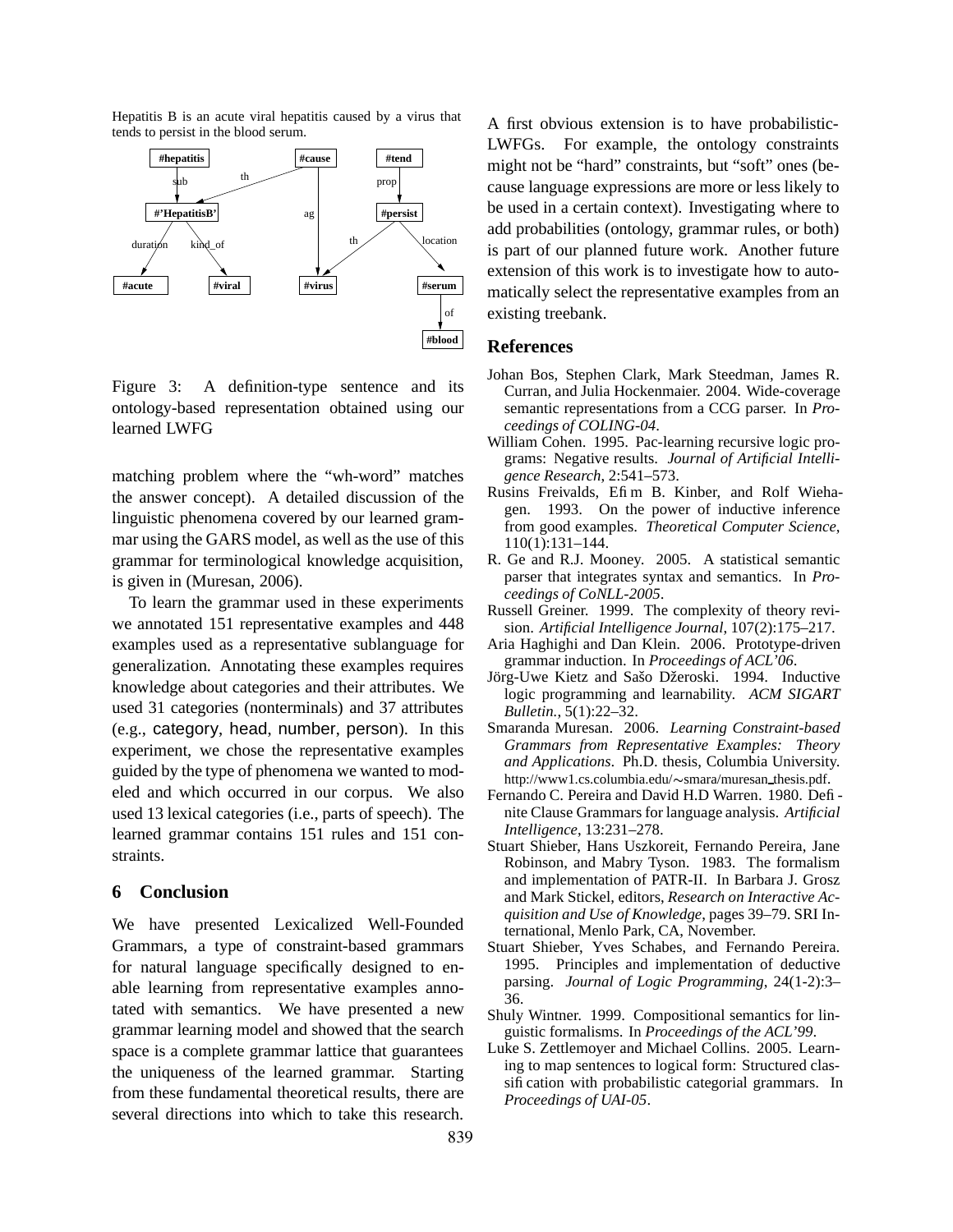Hepatitis B is an acute viral hepatitis caused by a virus that tends to persist in the blood serum.

#hepatitis
#cause
#tend
sub
th
prop
#'HepatitisB'
ag
#persist
duration
kind_of
th
location
#acute
#viral
#virus
#serum
of
#blood

Figure 3: A definition-type sentence and its ontology-based representation obtained using our learned LWFG

matching problem where the "wh-word" matches the answer concept). A detailed discussion of the linguistic phenomena covered by our learned grammar using the GARS model, as well as the use of this grammar for terminological knowledge acquisition, is given in (Muresan, 2006).

To learn the grammar used in these experiments we annotated 151 representative examples and 448 examples used as a representative sublanguage for generalization. Annotating these examples requires knowledge about categories and their attributes. We used 31 categories (nonterminals) and 37 attributes (e.g., category, head, number, person). In this experiment, we chose the representative examples guided by the type of phenomena we wanted to modeled and which occurred in our corpus. We also used 13 lexical categories (i.e., parts of speech). The learned grammar contains 151 rules and 151 constraints.

## 6 Conclusion

We have presented Lexicalized Well-Founded Grammars, a type of constraint-based grammars for natural language specifically designed to enable learning from representative examples annotated with semantics. We have presented a new grammar learning model and showed that the search space is a complete grammar lattice that guarantees the uniqueness of the learned grammar. Starting from these fundamental theoretical results, there are several directions into which to take this research. A first obvious extension is to have probabilistic-LWFGs. For example, the ontology constraints might not be "hard" constraints, but "soft" ones (because language expressions are more or less likely to be used in a certain context). Investigating where to add probabilities (ontology, grammar rules, or both) is part of our planned future work. Another future extension of this work is to investigate how to automatically select the representative examples from an existing treebank.

## References

Johan Bos, Stephen Clark, Mark Steedman, James R. Curran, and Julia Hockenmaier. 2004. Wide-coverage semantic representations from a CCG parser. In *Proceedings of COLING-04*.

William Cohen. 1995. Pac-learning recursive logic programs: Negative results. *Journal of Artificial Intelligence Research*, 2:541–573.

Rusins Freivalds, Efim B. Kinber, and Rolf Wiehagen. 1993. On the power of inductive inference from good examples. *Theoretical Computer Science*, 110(1):131–144.

R. Ge and R.J. Mooney. 2005. A statistical semantic parser that integrates syntax and semantics. In *Proceedings of CoNLL-2005*.

Russell Greiner. 1999. The complexity of theory revision. *Artificial Intelligence Journal*, 107(2):175–217.

Aria Haghighi and Dan Klein. 2006. Prototype-driven grammar induction. In *Proceedings of ACL'06*.

Jörg-Uwe Kietz and Sašo Džeroski. 1994. Inductive logic programming and learnability. *ACM SIGART Bulletin.*, 5(1):22–32.

Smaranda Muresan. 2006. *Learning Constraint-based Grammars from Representative Examples: Theory and Applications*. Ph.D. thesis, Columbia University. http://www1.cs.columbia.edu/∼smara/muresan_thesis.pdf.

Fernando C. Pereira and David H.D Warren. 1980. Definite Clause Grammars for language analysis. *Artificial Intelligence*, 13:231–278.

Stuart Shieber, Hans Uszkoreit, Fernando Pereira, Jane Robinson, and Mabry Tyson. 1983. The formalism and implementation of PATR-II. In Barbara J. Grosz and Mark Stickel, editors, *Research on Interactive Acquisition and Use of Knowledge*, pages 39–79. SRI International, Menlo Park, CA, November.

Stuart Shieber, Yves Schabes, and Fernando Pereira. 1995. Principles and implementation of deductive parsing. *Journal of Logic Programming*, 24(1-2):3–36.

Shuly Wintner. 1999. Compositional semantics for linguistic formalisms. In *Proceedings of the ACL'99*.

Luke S. Zettlemoyer and Michael Collins. 2005. Learning to map sentences to logical form: Structured classification with probabilistic categorial grammars. In *Proceedings of UAI-05*.